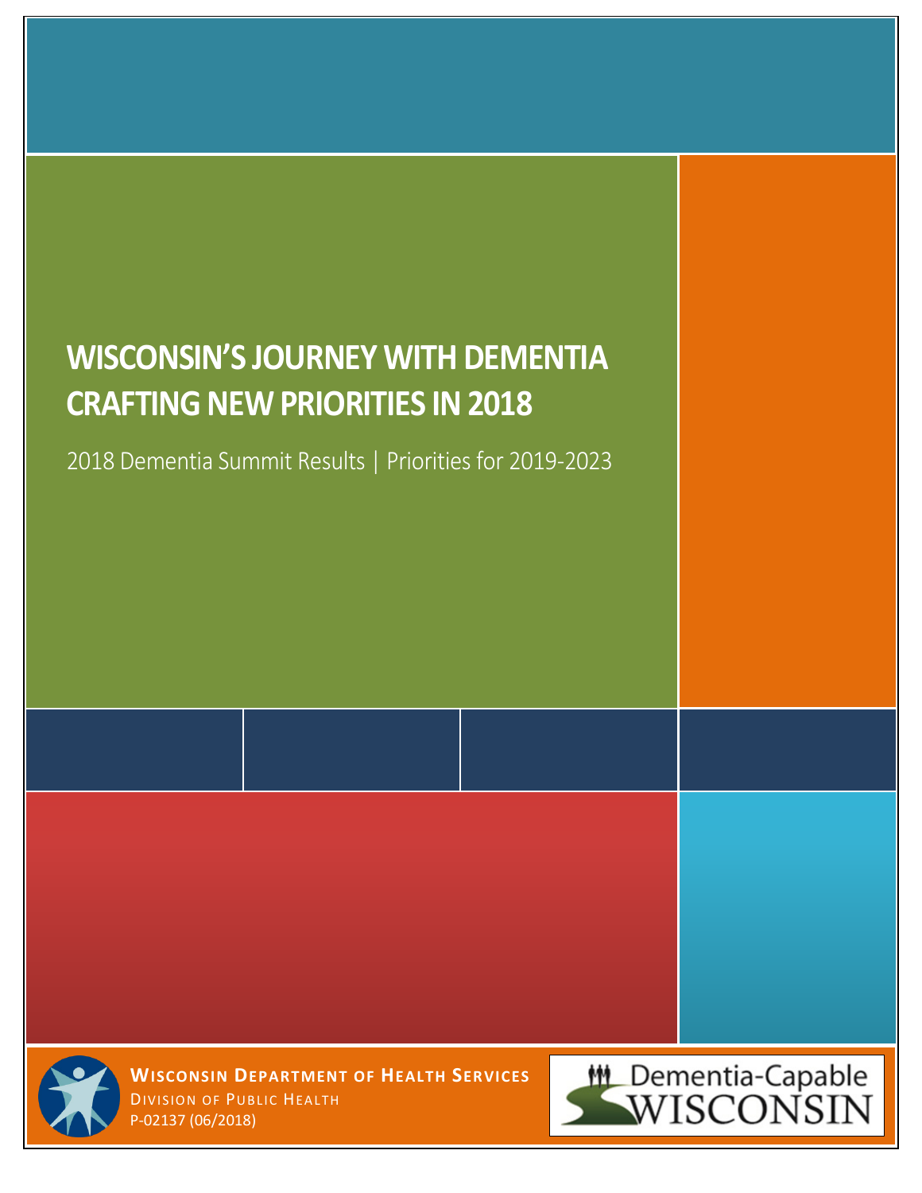# WISCONSIN'S JOURNEY WITH DEMENTIA CRAFTING NEW PRIORITIES IN 2018

2018 Dementia Summit Results | Priorities for 2019-2023

**WISCONSIN DEPARTMENT OF HEALTH SERVICES**
DIVISION OF PUBLIC HEALTH
P-02137 (06/2018)

Dementia-Capable WISCONSIN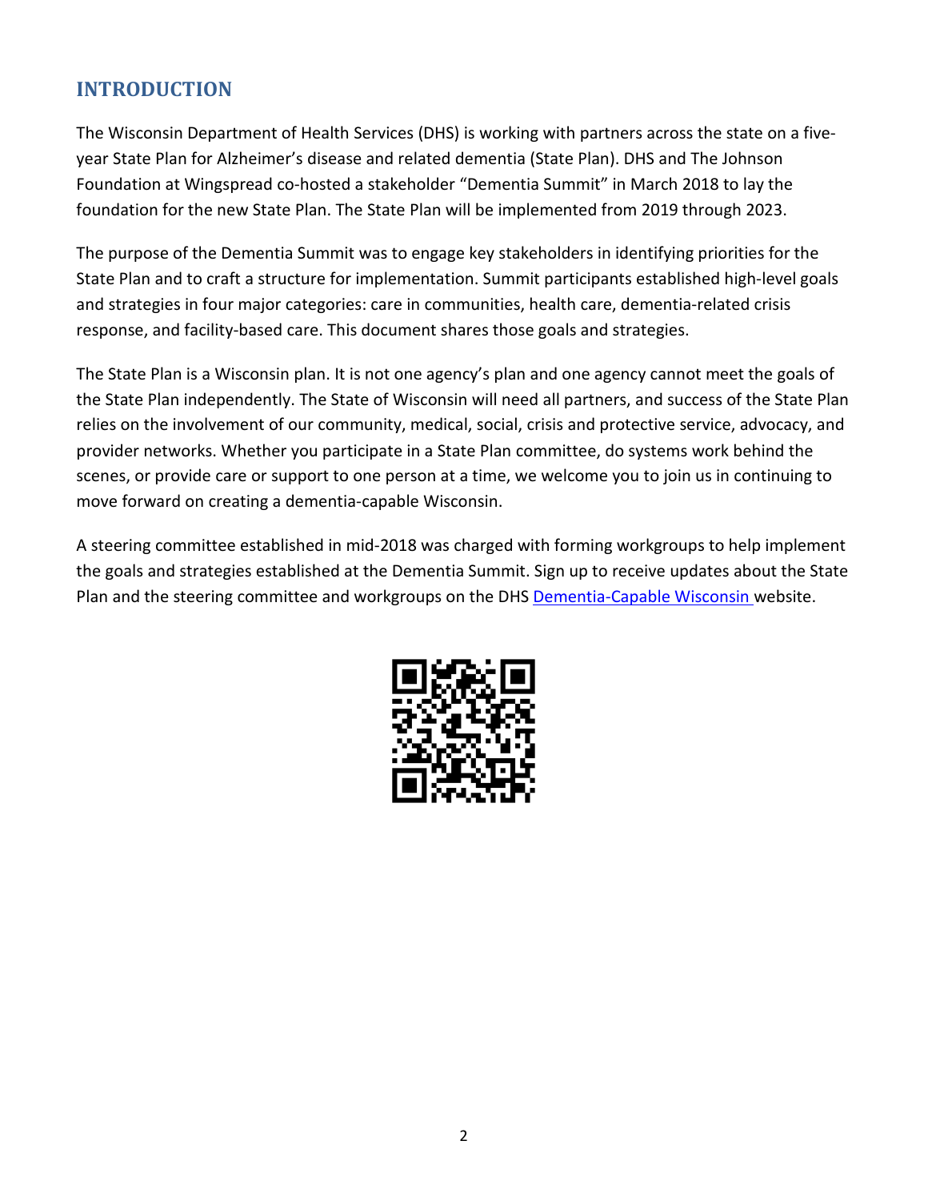## INTRODUCTION

The Wisconsin Department of Health Services (DHS) is working with partners across the state on a five-year State Plan for Alzheimer's disease and related dementia (State Plan). DHS and The Johnson Foundation at Wingspread co-hosted a stakeholder "Dementia Summit" in March 2018 to lay the foundation for the new State Plan. The State Plan will be implemented from 2019 through 2023.

The purpose of the Dementia Summit was to engage key stakeholders in identifying priorities for the State Plan and to craft a structure for implementation. Summit participants established high-level goals and strategies in four major categories: care in communities, health care, dementia-related crisis response, and facility-based care. This document shares those goals and strategies.

The State Plan is a Wisconsin plan. It is not one agency's plan and one agency cannot meet the goals of the State Plan independently. The State of Wisconsin will need all partners, and success of the State Plan relies on the involvement of our community, medical, social, crisis and protective service, advocacy, and provider networks. Whether you participate in a State Plan committee, do systems work behind the scenes, or provide care or support to one person at a time, we welcome you to join us in continuing to move forward on creating a dementia-capable Wisconsin.

A steering committee established in mid-2018 was charged with forming workgroups to help implement the goals and strategies established at the Dementia Summit. Sign up to receive updates about the State Plan and the steering committee and workgroups on the DHS Dementia-Capable Wisconsin website.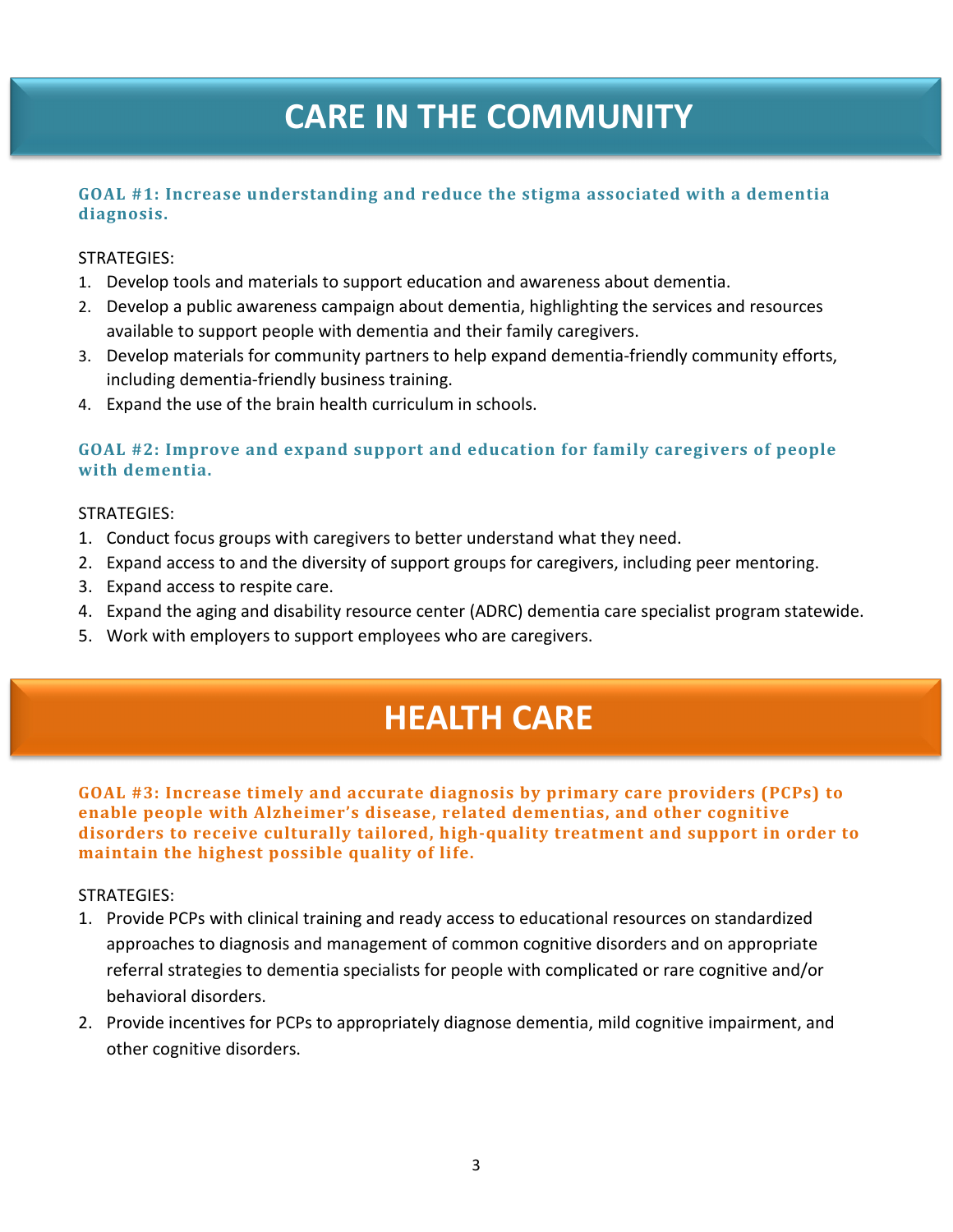# CARE IN THE COMMUNITY

### GOAL #1: Increase understanding and reduce the stigma associated with a dementia diagnosis.

STRATEGIES:

1. Develop tools and materials to support education and awareness about dementia.
2. Develop a public awareness campaign about dementia, highlighting the services and resources available to support people with dementia and their family caregivers.
3. Develop materials for community partners to help expand dementia-friendly community efforts, including dementia-friendly business training.
4. Expand the use of the brain health curriculum in schools.

### GOAL #2: Improve and expand support and education for family caregivers of people with dementia.

STRATEGIES:

1. Conduct focus groups with caregivers to better understand what they need.
2. Expand access to and the diversity of support groups for caregivers, including peer mentoring.
3. Expand access to respite care.
4. Expand the aging and disability resource center (ADRC) dementia care specialist program statewide.
5. Work with employers to support employees who are caregivers.

# HEALTH CARE

### GOAL #3: Increase timely and accurate diagnosis by primary care providers (PCPs) to enable people with Alzheimer's disease, related dementias, and other cognitive disorders to receive culturally tailored, high-quality treatment and support in order to maintain the highest possible quality of life.

STRATEGIES:

1. Provide PCPs with clinical training and ready access to educational resources on standardized approaches to diagnosis and management of common cognitive disorders and on appropriate referral strategies to dementia specialists for people with complicated or rare cognitive and/or behavioral disorders.
2. Provide incentives for PCPs to appropriately diagnose dementia, mild cognitive impairment, and other cognitive disorders.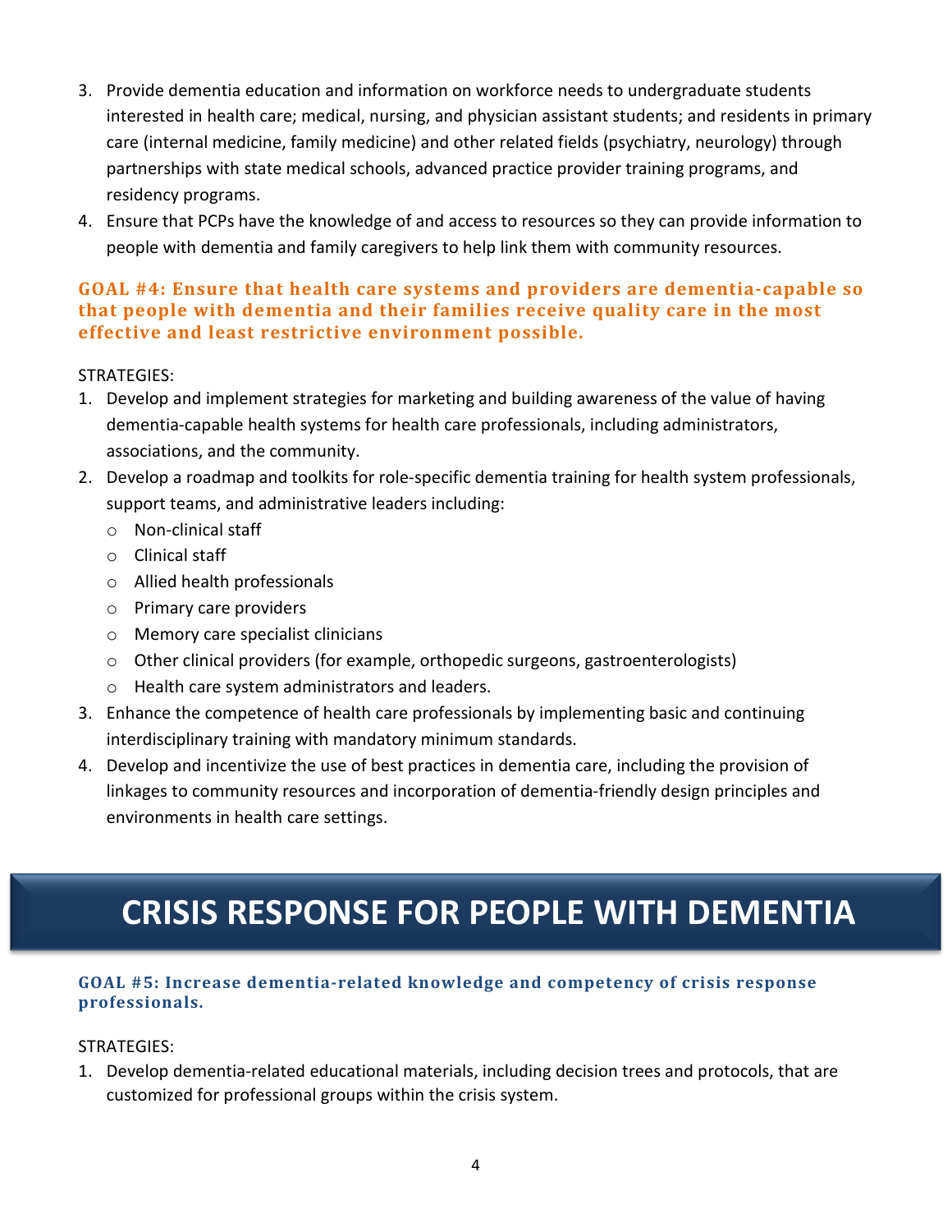3. Provide dementia education and information on workforce needs to undergraduate students interested in health care; medical, nursing, and physician assistant students; and residents in primary care (internal medicine, family medicine) and other related fields (psychiatry, neurology) through partnerships with state medical schools, advanced practice provider training programs, and residency programs.
4. Ensure that PCPs have the knowledge of and access to resources so they can provide information to people with dementia and family caregivers to help link them with community resources.

### GOAL #4: Ensure that health care systems and providers are dementia-capable so that people with dementia and their families receive quality care in the most effective and least restrictive environment possible.

STRATEGIES:

1. Develop and implement strategies for marketing and building awareness of the value of having dementia-capable health systems for health care professionals, including administrators, associations, and the community.
2. Develop a roadmap and toolkits for role-specific dementia training for health system professionals, support teams, and administrative leaders including:
   - Non-clinical staff
   - Clinical staff
   - Allied health professionals
   - Primary care providers
   - Memory care specialist clinicians
   - Other clinical providers (for example, orthopedic surgeons, gastroenterologists)
   - Health care system administrators and leaders.
3. Enhance the competence of health care professionals by implementing basic and continuing interdisciplinary training with mandatory minimum standards.
4. Develop and incentivize the use of best practices in dementia care, including the provision of linkages to community resources and incorporation of dementia-friendly design principles and environments in health care settings.

## CRISIS RESPONSE FOR PEOPLE WITH DEMENTIA

### GOAL #5: Increase dementia-related knowledge and competency of crisis response professionals.

STRATEGIES:

1. Develop dementia-related educational materials, including decision trees and protocols, that are customized for professional groups within the crisis system.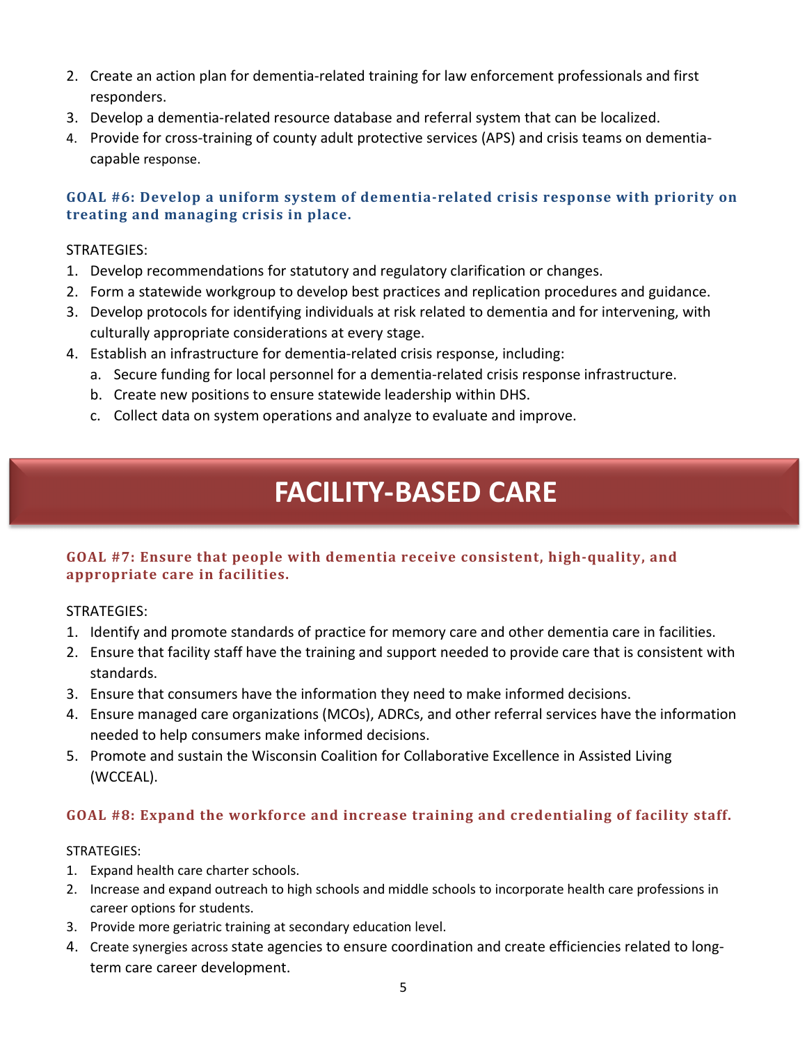2. Create an action plan for dementia-related training for law enforcement professionals and first responders.
3. Develop a dementia-related resource database and referral system that can be localized.
4. Provide for cross-training of county adult protective services (APS) and crisis teams on dementia-capable response.

### GOAL #6: Develop a uniform system of dementia-related crisis response with priority on treating and managing crisis in place.

STRATEGIES:

1. Develop recommendations for statutory and regulatory clarification or changes.
2. Form a statewide workgroup to develop best practices and replication procedures and guidance.
3. Develop protocols for identifying individuals at risk related to dementia and for intervening, with culturally appropriate considerations at every stage.
4. Establish an infrastructure for dementia-related crisis response, including:
   a. Secure funding for local personnel for a dementia-related crisis response infrastructure.
   b. Create new positions to ensure statewide leadership within DHS.
   c. Collect data on system operations and analyze to evaluate and improve.

## FACILITY-BASED CARE

### GOAL #7: Ensure that people with dementia receive consistent, high-quality, and appropriate care in facilities.

STRATEGIES:

1. Identify and promote standards of practice for memory care and other dementia care in facilities.
2. Ensure that facility staff have the training and support needed to provide care that is consistent with standards.
3. Ensure that consumers have the information they need to make informed decisions.
4. Ensure managed care organizations (MCOs), ADRCs, and other referral services have the information needed to help consumers make informed decisions.
5. Promote and sustain the Wisconsin Coalition for Collaborative Excellence in Assisted Living (WCCEAL).

### GOAL #8: Expand the workforce and increase training and credentialing of facility staff.

STRATEGIES:

1. Expand health care charter schools.
2. Increase and expand outreach to high schools and middle schools to incorporate health care professions in career options for students.
3. Provide more geriatric training at secondary education level.
4. Create synergies across state agencies to ensure coordination and create efficiencies related to long-term care career development.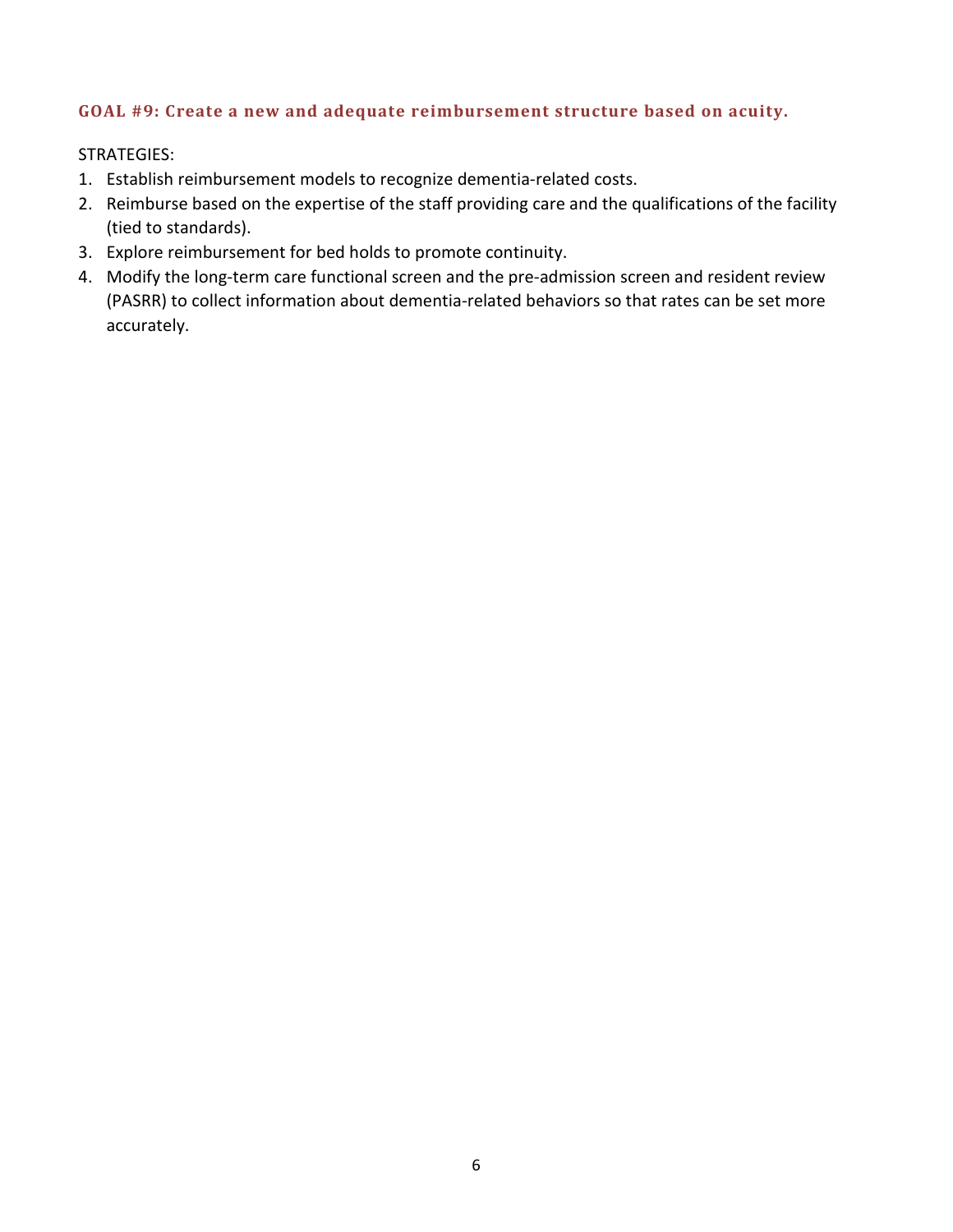### GOAL #9: Create a new and adequate reimbursement structure based on acuity.

STRATEGIES:

1. Establish reimbursement models to recognize dementia-related costs.
2. Reimburse based on the expertise of the staff providing care and the qualifications of the facility (tied to standards).
3. Explore reimbursement for bed holds to promote continuity.
4. Modify the long-term care functional screen and the pre-admission screen and resident review (PASRR) to collect information about dementia-related behaviors so that rates can be set more accurately.